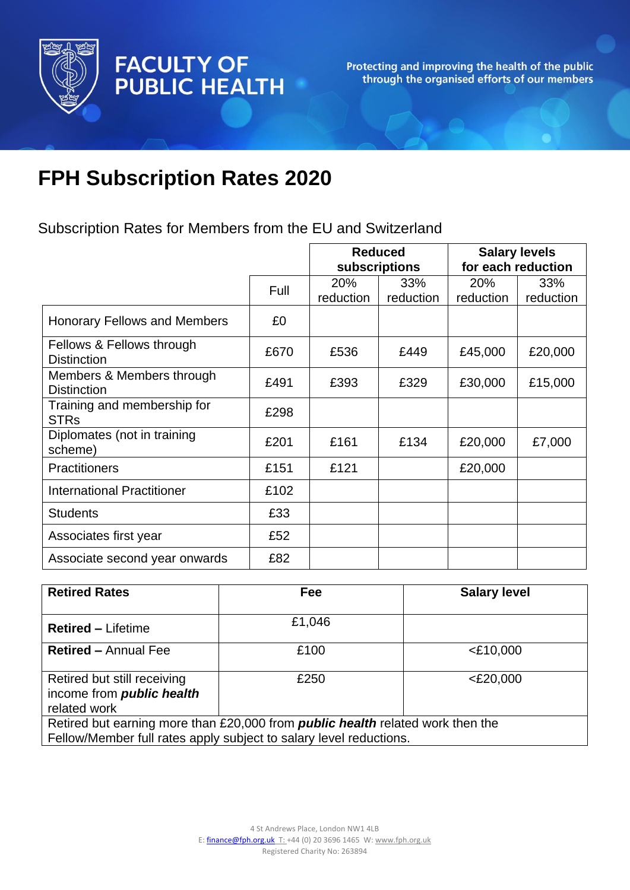# FPH Subscription Rates 2020

Subscription Rates for Members from the EU and Switzerland

| | Full | Reduced subscriptions | | Salary levels for each reduction | |
|---|---|---|---|---|---|
| | | 20% reduction | 33% reduction | 20% reduction | 33% reduction |
| Honorary Fellows and Members | £0 | | | | |
| Fellows & Fellows through Distinction | £670 | £536 | £449 | £45,000 | £20,000 |
| Members & Members through Distinction | £491 | £393 | £329 | £30,000 | £15,000 |
| Training and membership for STRs | £298 | | | | |
| Diplomates (not in training scheme) | £201 | £161 | £134 | £20,000 | £7,000 |
| Practitioners | £151 | £121 | | £20,000 | |
| International Practitioner | £102 | | | | |
| Students | £33 | | | | |
| Associates first year | £52 | | | | |
| Associate second year onwards | £82 | | | | |

| **Retired Rates** | **Fee** | **Salary level** |
|---|---|---|
| **Retired –** Lifetime | £1,046 | |
| **Retired –** Annual Fee | £100 | <£10,000 |
| Retired but still receiving income from ***public health*** related work | £250 | <£20,000 |
| Retired but earning more than £20,000 from ***public health*** related work then the Fellow/Member full rates apply subject to salary level reductions. | | |

4 St Andrews Place, London NW1 4LB
E: finance@fph.org.uk T: +44 (0) 20 3696 1465 W: www.fph.org.uk
Registered Charity No: 263894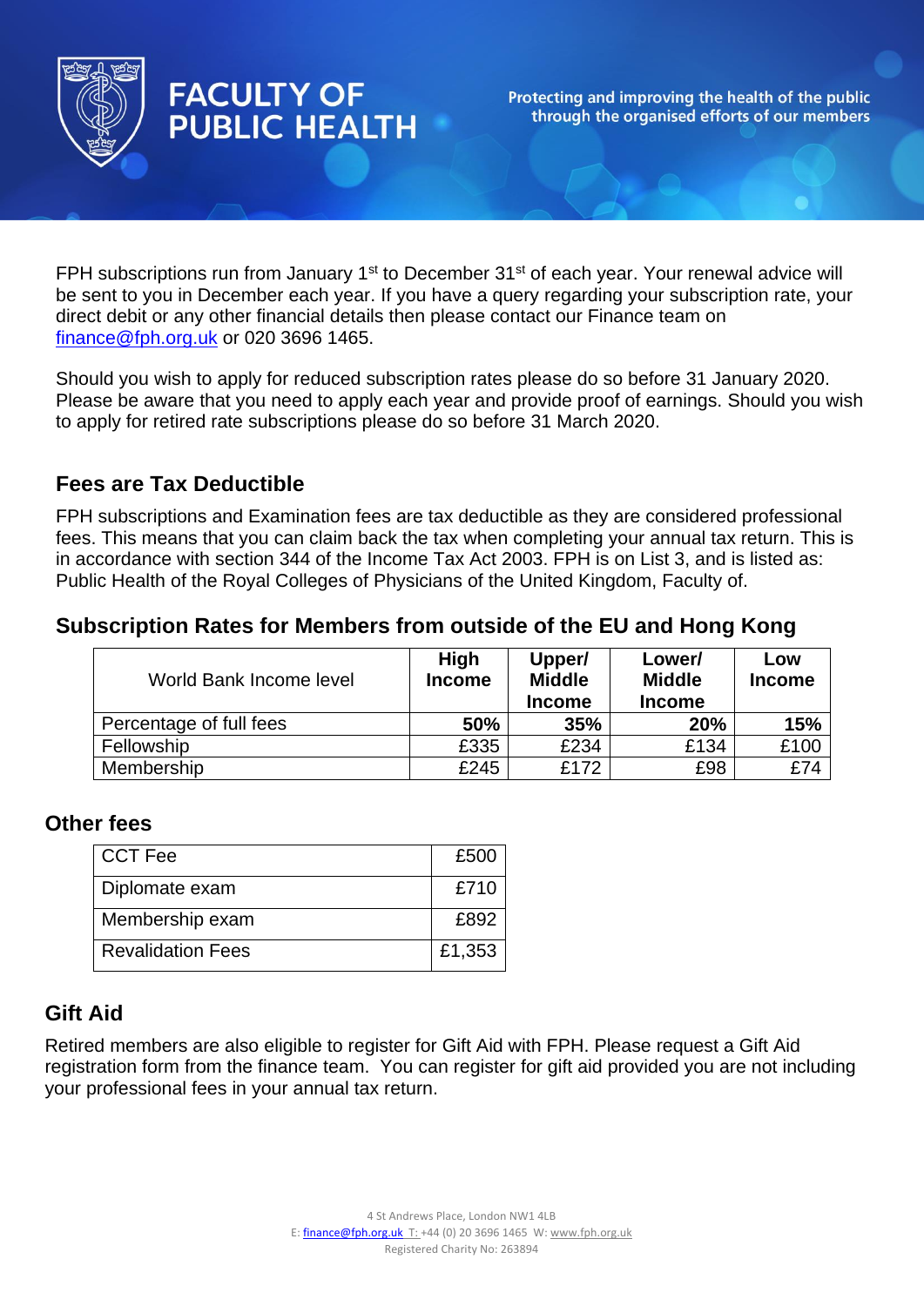FPH subscriptions run from January 1st to December 31st of each year. Your renewal advice will be sent to you in December each year. If you have a query regarding your subscription rate, your direct debit or any other financial details then please contact our Finance team on finance@fph.org.uk or 020 3696 1465.

Should you wish to apply for reduced subscription rates please do so before 31 January 2020. Please be aware that you need to apply each year and provide proof of earnings. Should you wish to apply for retired rate subscriptions please do so before 31 March 2020.

## Fees are Tax Deductible

FPH subscriptions and Examination fees are tax deductible as they are considered professional fees. This means that you can claim back the tax when completing your annual tax return. This is in accordance with section 344 of the Income Tax Act 2003. FPH is on List 3, and is listed as: Public Health of the Royal Colleges of Physicians of the United Kingdom, Faculty of.

## Subscription Rates for Members from outside of the EU and Hong Kong

| World Bank Income level | **High Income** | **Upper/ Middle Income** | **Lower/ Middle Income** | **Low Income** |
|---|---|---|---|---|
| Percentage of full fees | **50%** | **35%** | **20%** | **15%** |
| Fellowship | £335 | £234 | £134 | £100 |
| Membership | £245 | £172 | £98 | £74 |

## Other fees

| | |
|---|---|
| CCT Fee | £500 |
| Diplomate exam | £710 |
| Membership exam | £892 |
| Revalidation Fees | £1,353 |

## Gift Aid

Retired members are also eligible to register for Gift Aid with FPH. Please request a Gift Aid registration form from the finance team. You can register for gift aid provided you are not including your professional fees in your annual tax return.

4 St Andrews Place, London NW1 4LB
E: finance@fph.org.uk T: +44 (0) 20 3696 1465 W: www.fph.org.uk
Registered Charity No: 263894